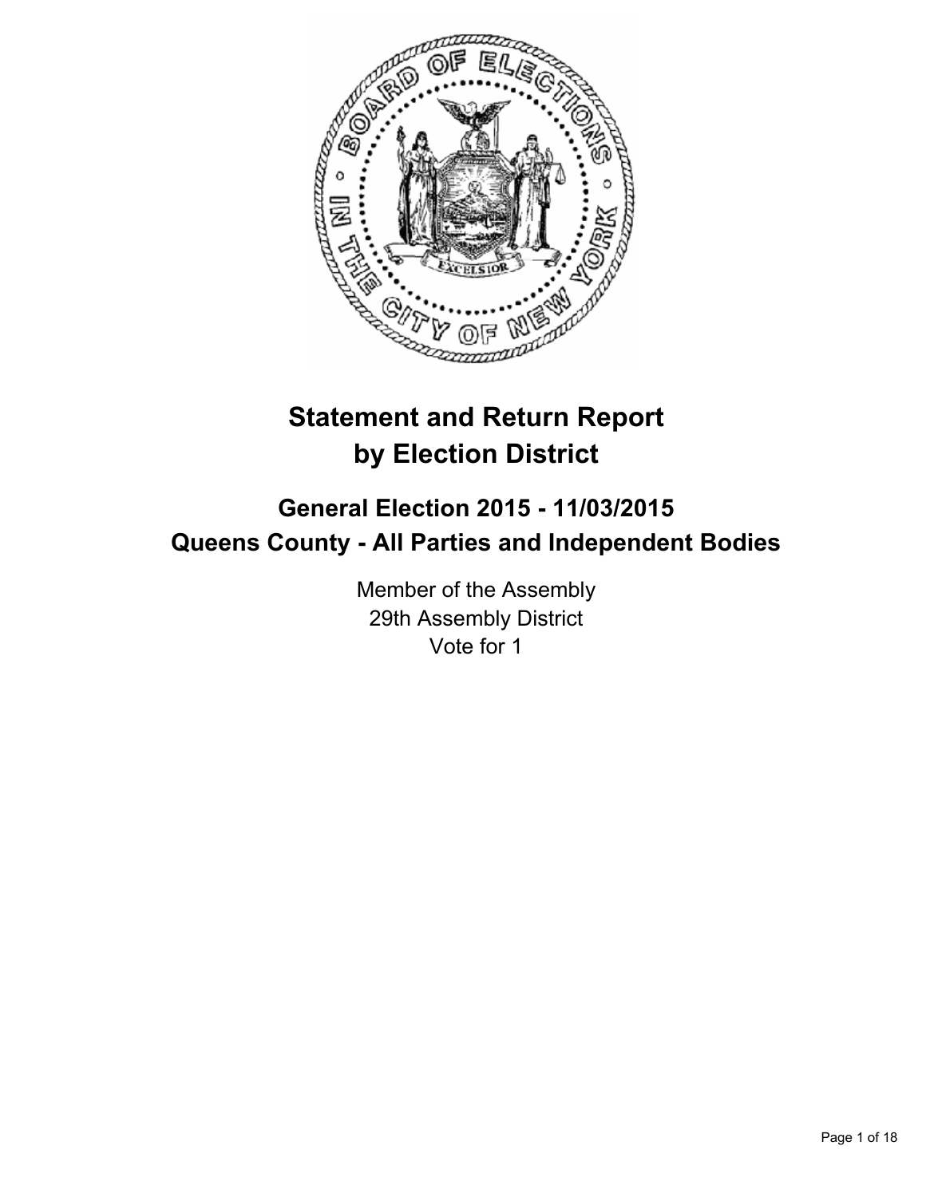# Statement and Return Report by Election District

## General Election 2015 - 11/03/2015
## Queens County - All Parties and Independent Bodies

Member of the Assembly
29th Assembly District
Vote for 1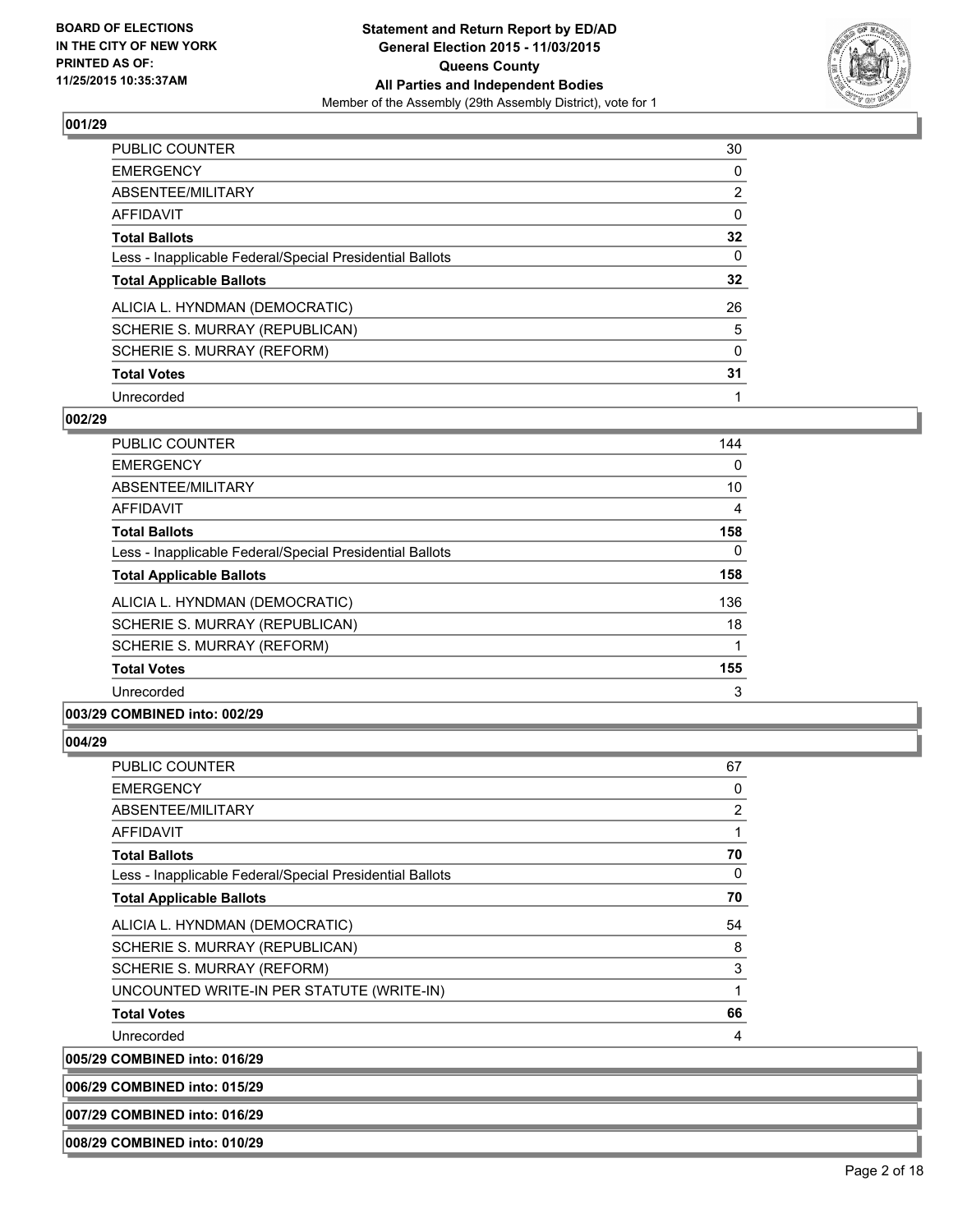**BOARD OF ELECTIONS IN THE CITY OF NEW YORK PRINTED AS OF: 11/25/2015 10:35:37AM**

**Statement and Return Report by ED/AD General Election 2015 - 11/03/2015 Queens County All Parties and Independent Bodies**
Member of the Assembly (29th Assembly District), vote for 1

### 001/29

| | |
|---|---|
| PUBLIC COUNTER | 30 |
| EMERGENCY | 0 |
| ABSENTEE/MILITARY | 2 |
| AFFIDAVIT | 0 |
| **Total Ballots** | **32** |
| Less - Inapplicable Federal/Special Presidential Ballots | 0 |
| **Total Applicable Ballots** | **32** |
| ALICIA L. HYNDMAN (DEMOCRATIC) | 26 |
| SCHERIE S. MURRAY (REPUBLICAN) | 5 |
| SCHERIE S. MURRAY (REFORM) | 0 |
| **Total Votes** | **31** |
| Unrecorded | 1 |

### 002/29

| | |
|---|---|
| PUBLIC COUNTER | 144 |
| EMERGENCY | 0 |
| ABSENTEE/MILITARY | 10 |
| AFFIDAVIT | 4 |
| **Total Ballots** | **158** |
| Less - Inapplicable Federal/Special Presidential Ballots | 0 |
| **Total Applicable Ballots** | **158** |
| ALICIA L. HYNDMAN (DEMOCRATIC) | 136 |
| SCHERIE S. MURRAY (REPUBLICAN) | 18 |
| SCHERIE S. MURRAY (REFORM) | 1 |
| **Total Votes** | **155** |
| Unrecorded | 3 |

### 003/29 COMBINED into: 002/29

### 004/29

| | |
|---|---|
| PUBLIC COUNTER | 67 |
| EMERGENCY | 0 |
| ABSENTEE/MILITARY | 2 |
| AFFIDAVIT | 1 |
| **Total Ballots** | **70** |
| Less - Inapplicable Federal/Special Presidential Ballots | 0 |
| **Total Applicable Ballots** | **70** |
| ALICIA L. HYNDMAN (DEMOCRATIC) | 54 |
| SCHERIE S. MURRAY (REPUBLICAN) | 8 |
| SCHERIE S. MURRAY (REFORM) | 3 |
| UNCOUNTED WRITE-IN PER STATUTE (WRITE-IN) | 1 |
| **Total Votes** | **66** |
| Unrecorded | 4 |

### 005/29 COMBINED into: 016/29

### 006/29 COMBINED into: 015/29

### 007/29 COMBINED into: 016/29

### 008/29 COMBINED into: 010/29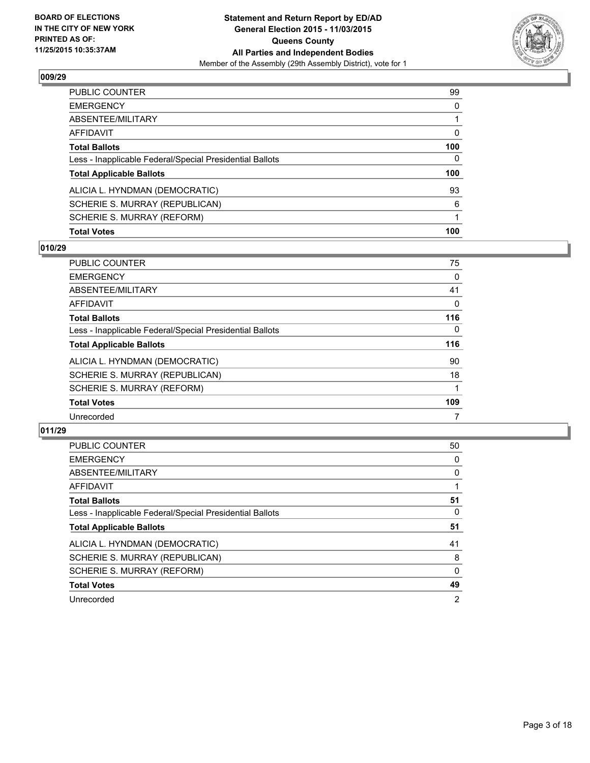**BOARD OF ELECTIONS**
**IN THE CITY OF NEW YORK**
**PRINTED AS OF:**
**11/25/2015 10:35:37AM**

**Statement and Return Report by ED/AD**
**General Election 2015 - 11/03/2015**
**Queens County**
**All Parties and Independent Bodies**
Member of the Assembly (29th Assembly District), vote for 1

## 009/29

| | |
|---|---|
| PUBLIC COUNTER | 99 |
| EMERGENCY | 0 |
| ABSENTEE/MILITARY | 1 |
| AFFIDAVIT | 0 |
| **Total Ballots** | **100** |
| Less - Inapplicable Federal/Special Presidential Ballots | 0 |
| **Total Applicable Ballots** | **100** |
| ALICIA L. HYNDMAN (DEMOCRATIC) | 93 |
| SCHERIE S. MURRAY (REPUBLICAN) | 6 |
| SCHERIE S. MURRAY (REFORM) | 1 |
| **Total Votes** | **100** |

## 010/29

| | |
|---|---|
| PUBLIC COUNTER | 75 |
| EMERGENCY | 0 |
| ABSENTEE/MILITARY | 41 |
| AFFIDAVIT | 0 |
| **Total Ballots** | **116** |
| Less - Inapplicable Federal/Special Presidential Ballots | 0 |
| **Total Applicable Ballots** | **116** |
| ALICIA L. HYNDMAN (DEMOCRATIC) | 90 |
| SCHERIE S. MURRAY (REPUBLICAN) | 18 |
| SCHERIE S. MURRAY (REFORM) | 1 |
| **Total Votes** | **109** |
| Unrecorded | 7 |

## 011/29

| | |
|---|---|
| PUBLIC COUNTER | 50 |
| EMERGENCY | 0 |
| ABSENTEE/MILITARY | 0 |
| AFFIDAVIT | 1 |
| **Total Ballots** | **51** |
| Less - Inapplicable Federal/Special Presidential Ballots | 0 |
| **Total Applicable Ballots** | **51** |
| ALICIA L. HYNDMAN (DEMOCRATIC) | 41 |
| SCHERIE S. MURRAY (REPUBLICAN) | 8 |
| SCHERIE S. MURRAY (REFORM) | 0 |
| **Total Votes** | **49** |
| Unrecorded | 2 |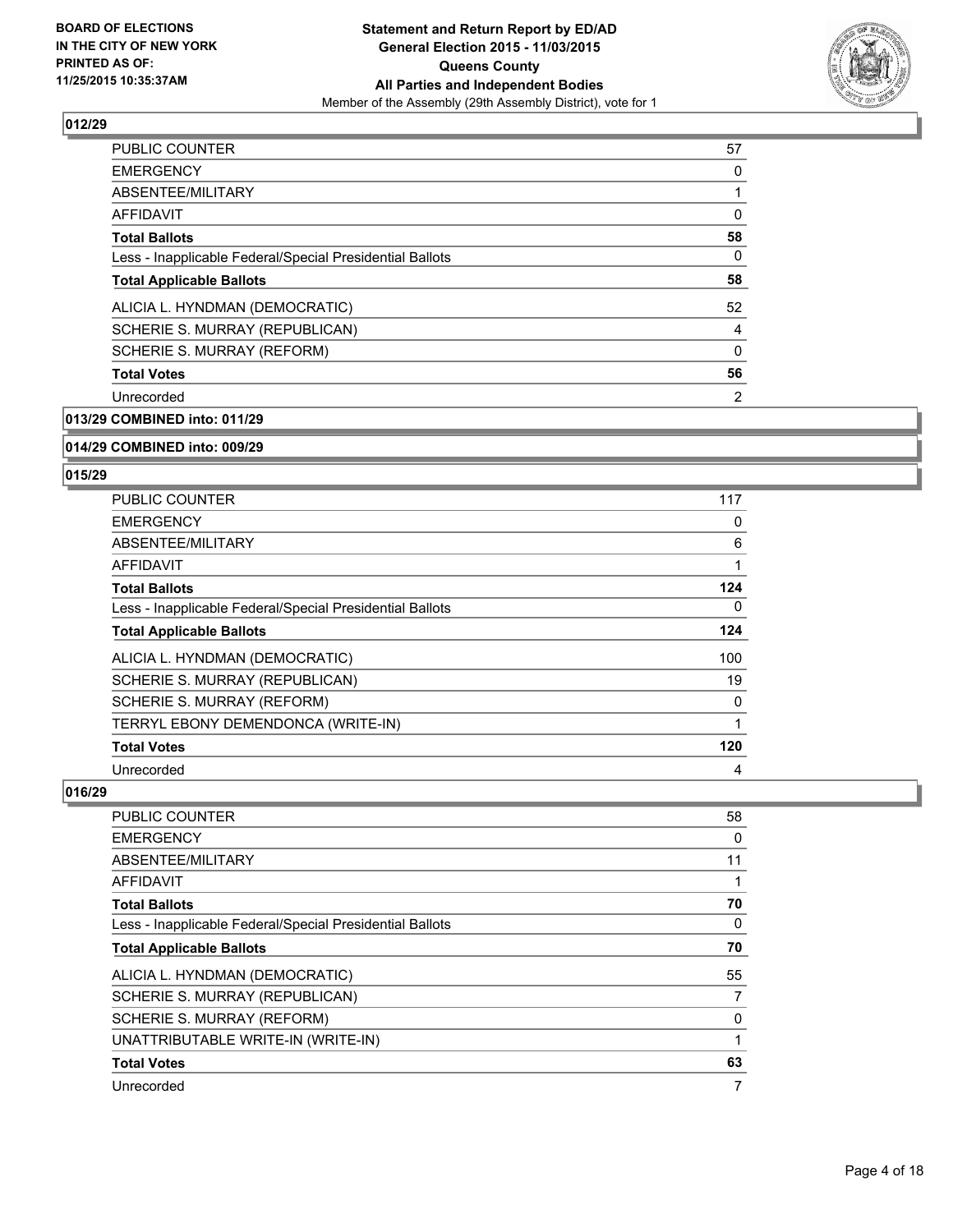### 012/29

| | |
|---|---|
| PUBLIC COUNTER | 57 |
| EMERGENCY | 0 |
| ABSENTEE/MILITARY | 1 |
| AFFIDAVIT | 0 |
| **Total Ballots** | **58** |
| Less - Inapplicable Federal/Special Presidential Ballots | 0 |
| **Total Applicable Ballots** | **58** |
| ALICIA L. HYNDMAN (DEMOCRATIC) | 52 |
| SCHERIE S. MURRAY (REPUBLICAN) | 4 |
| SCHERIE S. MURRAY (REFORM) | 0 |
| **Total Votes** | **56** |
| Unrecorded | 2 |

### 013/29 COMBINED into: 011/29

### 014/29 COMBINED into: 009/29

### 015/29

| | |
|---|---|
| PUBLIC COUNTER | 117 |
| EMERGENCY | 0 |
| ABSENTEE/MILITARY | 6 |
| AFFIDAVIT | 1 |
| **Total Ballots** | **124** |
| Less - Inapplicable Federal/Special Presidential Ballots | 0 |
| **Total Applicable Ballots** | **124** |
| ALICIA L. HYNDMAN (DEMOCRATIC) | 100 |
| SCHERIE S. MURRAY (REPUBLICAN) | 19 |
| SCHERIE S. MURRAY (REFORM) | 0 |
| TERRYL EBONY DEMENDONCA (WRITE-IN) | 1 |
| **Total Votes** | **120** |
| Unrecorded | 4 |

### 016/29

| | |
|---|---|
| PUBLIC COUNTER | 58 |
| EMERGENCY | 0 |
| ABSENTEE/MILITARY | 11 |
| AFFIDAVIT | 1 |
| **Total Ballots** | **70** |
| Less - Inapplicable Federal/Special Presidential Ballots | 0 |
| **Total Applicable Ballots** | **70** |
| ALICIA L. HYNDMAN (DEMOCRATIC) | 55 |
| SCHERIE S. MURRAY (REPUBLICAN) | 7 |
| SCHERIE S. MURRAY (REFORM) | 0 |
| UNATTRIBUTABLE WRITE-IN (WRITE-IN) | 1 |
| **Total Votes** | **63** |
| Unrecorded | 7 |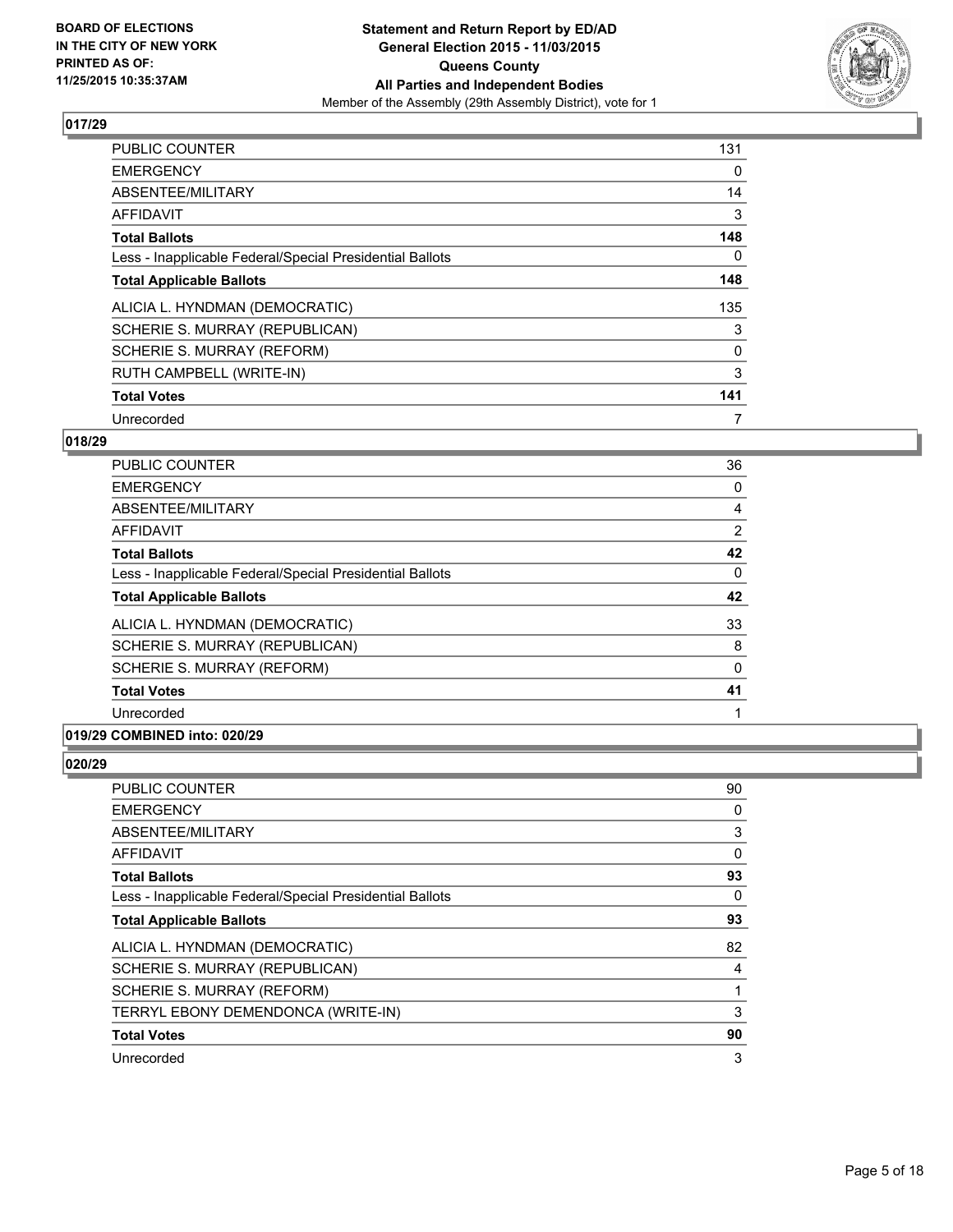**BOARD OF ELECTIONS IN THE CITY OF NEW YORK PRINTED AS OF: 11/25/2015 10:35:37AM**

**Statement and Return Report by ED/AD General Election 2015 - 11/03/2015 Queens County All Parties and Independent Bodies**
Member of the Assembly (29th Assembly District), vote for 1

### 017/29

| | |
|---|---|
| PUBLIC COUNTER | 131 |
| EMERGENCY | 0 |
| ABSENTEE/MILITARY | 14 |
| AFFIDAVIT | 3 |
| **Total Ballots** | **148** |
| Less - Inapplicable Federal/Special Presidential Ballots | 0 |
| **Total Applicable Ballots** | **148** |
| ALICIA L. HYNDMAN (DEMOCRATIC) | 135 |
| SCHERIE S. MURRAY (REPUBLICAN) | 3 |
| SCHERIE S. MURRAY (REFORM) | 0 |
| RUTH CAMPBELL (WRITE-IN) | 3 |
| **Total Votes** | **141** |
| Unrecorded | 7 |

### 018/29

| | |
|---|---|
| PUBLIC COUNTER | 36 |
| EMERGENCY | 0 |
| ABSENTEE/MILITARY | 4 |
| AFFIDAVIT | 2 |
| **Total Ballots** | **42** |
| Less - Inapplicable Federal/Special Presidential Ballots | 0 |
| **Total Applicable Ballots** | **42** |
| ALICIA L. HYNDMAN (DEMOCRATIC) | 33 |
| SCHERIE S. MURRAY (REPUBLICAN) | 8 |
| SCHERIE S. MURRAY (REFORM) | 0 |
| **Total Votes** | **41** |
| Unrecorded | 1 |

### 019/29 COMBINED into: 020/29

### 020/29

| | |
|---|---|
| PUBLIC COUNTER | 90 |
| EMERGENCY | 0 |
| ABSENTEE/MILITARY | 3 |
| AFFIDAVIT | 0 |
| **Total Ballots** | **93** |
| Less - Inapplicable Federal/Special Presidential Ballots | 0 |
| **Total Applicable Ballots** | **93** |
| ALICIA L. HYNDMAN (DEMOCRATIC) | 82 |
| SCHERIE S. MURRAY (REPUBLICAN) | 4 |
| SCHERIE S. MURRAY (REFORM) | 1 |
| TERRYL EBONY DEMENDONCA (WRITE-IN) | 3 |
| **Total Votes** | **90** |
| Unrecorded | 3 |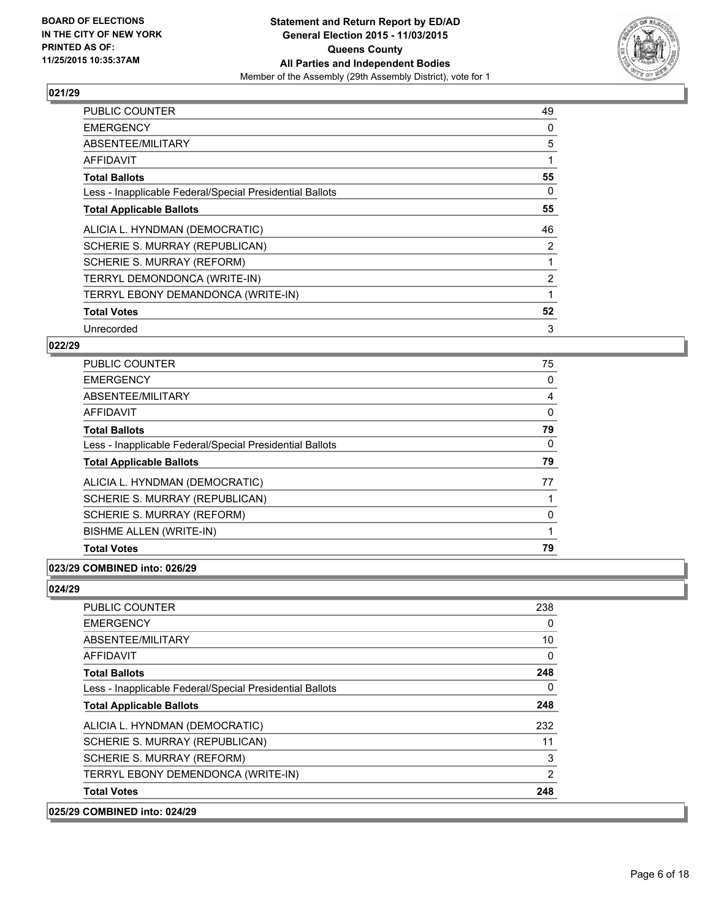BOARD OF ELECTIONS
IN THE CITY OF NEW YORK
PRINTED AS OF:
11/25/2015 10:35:37AM

**Statement and Return Report by ED/AD**
**General Election 2015 - 11/03/2015**
**Queens County**
**All Parties and Independent Bodies**
Member of the Assembly (29th Assembly District), vote for 1

### 021/29

| | |
|---|---|
| PUBLIC COUNTER | 49 |
| EMERGENCY | 0 |
| ABSENTEE/MILITARY | 5 |
| AFFIDAVIT | 1 |
| **Total Ballots** | **55** |
| Less - Inapplicable Federal/Special Presidential Ballots | 0 |
| **Total Applicable Ballots** | **55** |
| ALICIA L. HYNDMAN (DEMOCRATIC) | 46 |
| SCHERIE S. MURRAY (REPUBLICAN) | 2 |
| SCHERIE S. MURRAY (REFORM) | 1 |
| TERRYL DEMONDONCA (WRITE-IN) | 2 |
| TERRYL EBONY DEMANDONCA (WRITE-IN) | 1 |
| **Total Votes** | **52** |
| Unrecorded | 3 |

### 022/29

| | |
|---|---|
| PUBLIC COUNTER | 75 |
| EMERGENCY | 0 |
| ABSENTEE/MILITARY | 4 |
| AFFIDAVIT | 0 |
| **Total Ballots** | **79** |
| Less - Inapplicable Federal/Special Presidential Ballots | 0 |
| **Total Applicable Ballots** | **79** |
| ALICIA L. HYNDMAN (DEMOCRATIC) | 77 |
| SCHERIE S. MURRAY (REPUBLICAN) | 1 |
| SCHERIE S. MURRAY (REFORM) | 0 |
| BISHME ALLEN (WRITE-IN) | 1 |
| **Total Votes** | **79** |

### 023/29 COMBINED into: 026/29

### 024/29

| | |
|---|---|
| PUBLIC COUNTER | 238 |
| EMERGENCY | 0 |
| ABSENTEE/MILITARY | 10 |
| AFFIDAVIT | 0 |
| **Total Ballots** | **248** |
| Less - Inapplicable Federal/Special Presidential Ballots | 0 |
| **Total Applicable Ballots** | **248** |
| ALICIA L. HYNDMAN (DEMOCRATIC) | 232 |
| SCHERIE S. MURRAY (REPUBLICAN) | 11 |
| SCHERIE S. MURRAY (REFORM) | 3 |
| TERRYL EBONY DEMENDONCA (WRITE-IN) | 2 |
| **Total Votes** | **248** |

### 025/29 COMBINED into: 024/29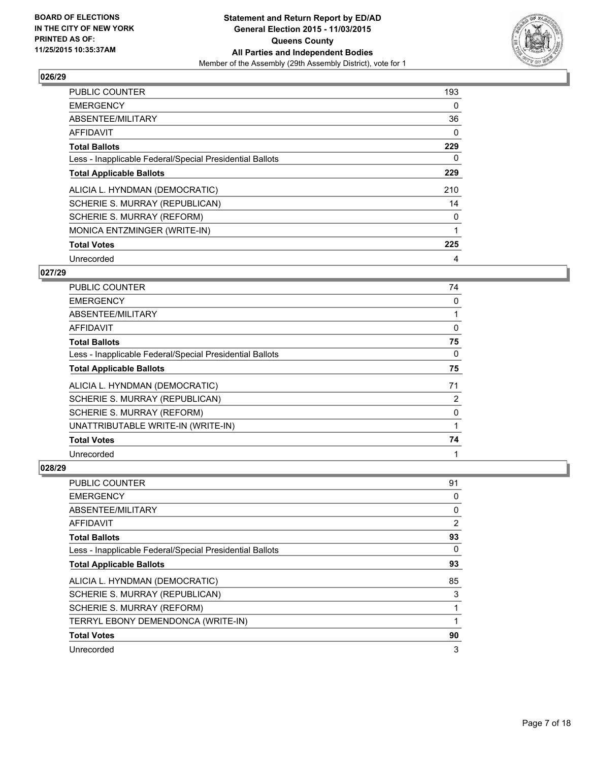**BOARD OF ELECTIONS IN THE CITY OF NEW YORK PRINTED AS OF: 11/25/2015 10:35:37AM**

**Statement and Return Report by ED/AD General Election 2015 - 11/03/2015 Queens County All Parties and Independent Bodies**

Member of the Assembly (29th Assembly District), vote for 1

## 026/29

| | |
|---|---|
| PUBLIC COUNTER | 193 |
| EMERGENCY | 0 |
| ABSENTEE/MILITARY | 36 |
| AFFIDAVIT | 0 |
| **Total Ballots** | **229** |
| Less - Inapplicable Federal/Special Presidential Ballots | 0 |
| **Total Applicable Ballots** | **229** |
| ALICIA L. HYNDMAN (DEMOCRATIC) | 210 |
| SCHERIE S. MURRAY (REPUBLICAN) | 14 |
| SCHERIE S. MURRAY (REFORM) | 0 |
| MONICA ENTZMINGER (WRITE-IN) | 1 |
| **Total Votes** | **225** |
| Unrecorded | 4 |

## 027/29

| | |
|---|---|
| PUBLIC COUNTER | 74 |
| EMERGENCY | 0 |
| ABSENTEE/MILITARY | 1 |
| AFFIDAVIT | 0 |
| **Total Ballots** | **75** |
| Less - Inapplicable Federal/Special Presidential Ballots | 0 |
| **Total Applicable Ballots** | **75** |
| ALICIA L. HYNDMAN (DEMOCRATIC) | 71 |
| SCHERIE S. MURRAY (REPUBLICAN) | 2 |
| SCHERIE S. MURRAY (REFORM) | 0 |
| UNATTRIBUTABLE WRITE-IN (WRITE-IN) | 1 |
| **Total Votes** | **74** |
| Unrecorded | 1 |

## 028/29

| | |
|---|---|
| PUBLIC COUNTER | 91 |
| EMERGENCY | 0 |
| ABSENTEE/MILITARY | 0 |
| AFFIDAVIT | 2 |
| **Total Ballots** | **93** |
| Less - Inapplicable Federal/Special Presidential Ballots | 0 |
| **Total Applicable Ballots** | **93** |
| ALICIA L. HYNDMAN (DEMOCRATIC) | 85 |
| SCHERIE S. MURRAY (REPUBLICAN) | 3 |
| SCHERIE S. MURRAY (REFORM) | 1 |
| TERRYL EBONY DEMENDONCA (WRITE-IN) | 1 |
| **Total Votes** | **90** |
| Unrecorded | 3 |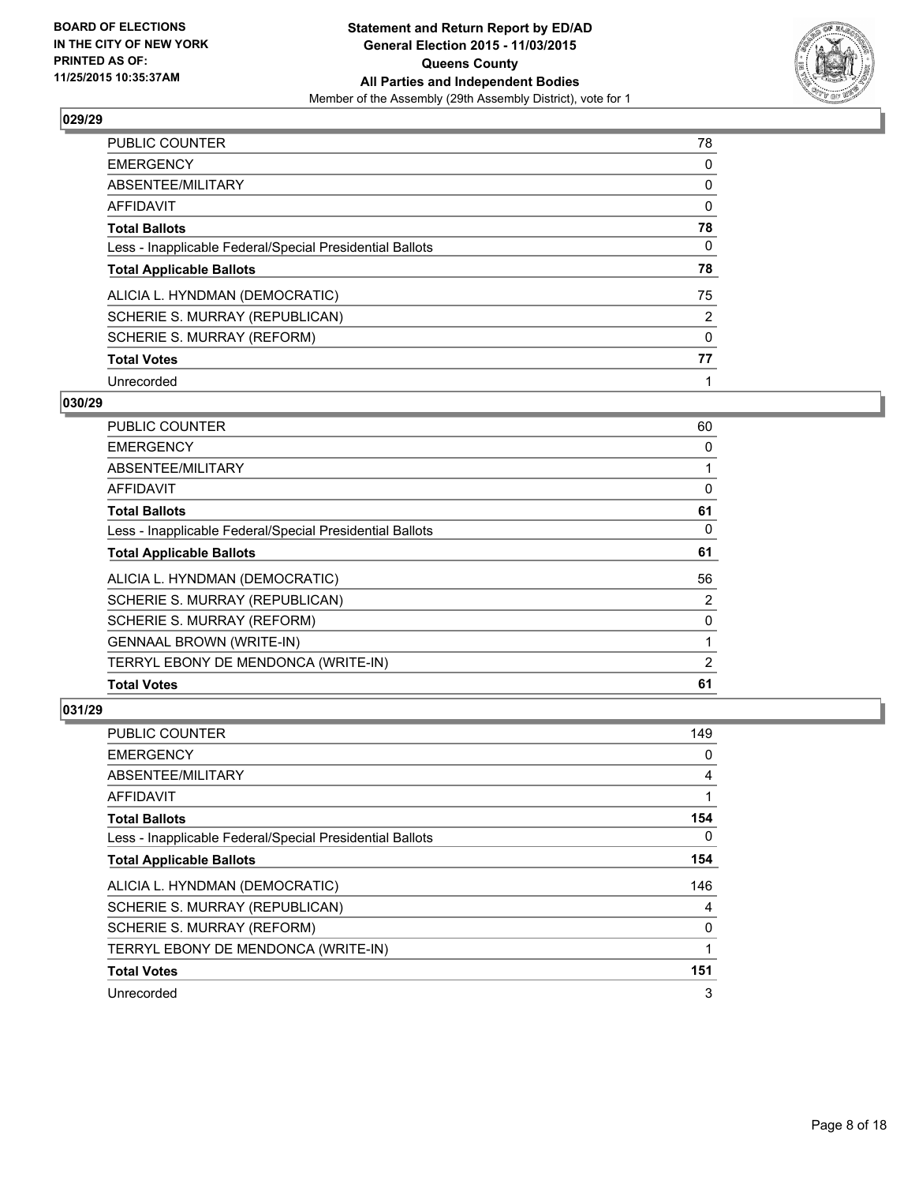**BOARD OF ELECTIONS IN THE CITY OF NEW YORK PRINTED AS OF: 11/25/2015 10:35:37AM**

**Statement and Return Report by ED/AD General Election 2015 - 11/03/2015 Queens County All Parties and Independent Bodies**

Member of the Assembly (29th Assembly District), vote for 1

### 029/29

| | |
|---|---|
| PUBLIC COUNTER | 78 |
| EMERGENCY | 0 |
| ABSENTEE/MILITARY | 0 |
| AFFIDAVIT | 0 |
| **Total Ballots** | **78** |
| Less - Inapplicable Federal/Special Presidential Ballots | 0 |
| **Total Applicable Ballots** | **78** |
| ALICIA L. HYNDMAN (DEMOCRATIC) | 75 |
| SCHERIE S. MURRAY (REPUBLICAN) | 2 |
| SCHERIE S. MURRAY (REFORM) | 0 |
| **Total Votes** | **77** |
| Unrecorded | 1 |

### 030/29

| | |
|---|---|
| PUBLIC COUNTER | 60 |
| EMERGENCY | 0 |
| ABSENTEE/MILITARY | 1 |
| AFFIDAVIT | 0 |
| **Total Ballots** | **61** |
| Less - Inapplicable Federal/Special Presidential Ballots | 0 |
| **Total Applicable Ballots** | **61** |
| ALICIA L. HYNDMAN (DEMOCRATIC) | 56 |
| SCHERIE S. MURRAY (REPUBLICAN) | 2 |
| SCHERIE S. MURRAY (REFORM) | 0 |
| GENNAAL BROWN (WRITE-IN) | 1 |
| TERRYL EBONY DE MENDONCA (WRITE-IN) | 2 |
| **Total Votes** | **61** |

### 031/29

| | |
|---|---|
| PUBLIC COUNTER | 149 |
| EMERGENCY | 0 |
| ABSENTEE/MILITARY | 4 |
| AFFIDAVIT | 1 |
| **Total Ballots** | **154** |
| Less - Inapplicable Federal/Special Presidential Ballots | 0 |
| **Total Applicable Ballots** | **154** |
| ALICIA L. HYNDMAN (DEMOCRATIC) | 146 |
| SCHERIE S. MURRAY (REPUBLICAN) | 4 |
| SCHERIE S. MURRAY (REFORM) | 0 |
| TERRYL EBONY DE MENDONCA (WRITE-IN) | 1 |
| **Total Votes** | **151** |
| Unrecorded | 3 |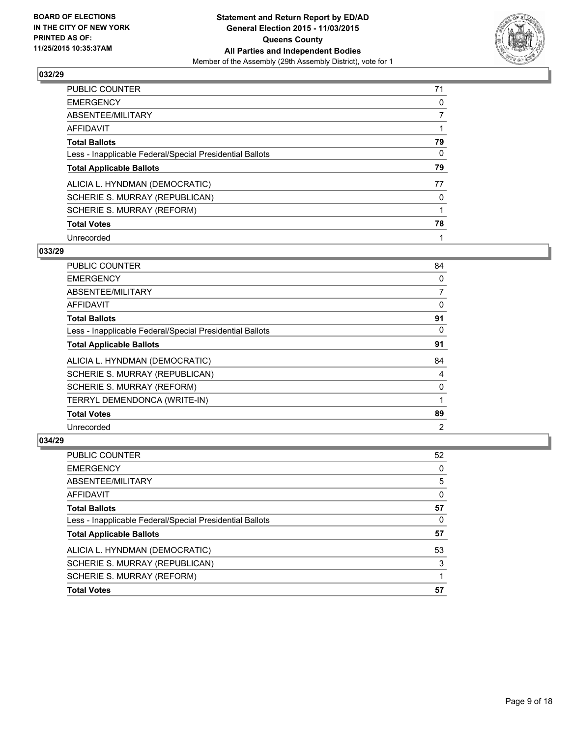**BOARD OF ELECTIONS IN THE CITY OF NEW YORK PRINTED AS OF: 11/25/2015 10:35:37AM**

**Statement and Return Report by ED/AD General Election 2015 - 11/03/2015 Queens County All Parties and Independent Bodies**

Member of the Assembly (29th Assembly District), vote for 1

## 032/29

| | |
|---|---|
| PUBLIC COUNTER | 71 |
| EMERGENCY | 0 |
| ABSENTEE/MILITARY | 7 |
| AFFIDAVIT | 1 |
| **Total Ballots** | **79** |
| Less - Inapplicable Federal/Special Presidential Ballots | 0 |
| **Total Applicable Ballots** | **79** |
| ALICIA L. HYNDMAN (DEMOCRATIC) | 77 |
| SCHERIE S. MURRAY (REPUBLICAN) | 0 |
| SCHERIE S. MURRAY (REFORM) | 1 |
| **Total Votes** | **78** |
| Unrecorded | 1 |

## 033/29

| | |
|---|---|
| PUBLIC COUNTER | 84 |
| EMERGENCY | 0 |
| ABSENTEE/MILITARY | 7 |
| AFFIDAVIT | 0 |
| **Total Ballots** | **91** |
| Less - Inapplicable Federal/Special Presidential Ballots | 0 |
| **Total Applicable Ballots** | **91** |
| ALICIA L. HYNDMAN (DEMOCRATIC) | 84 |
| SCHERIE S. MURRAY (REPUBLICAN) | 4 |
| SCHERIE S. MURRAY (REFORM) | 0 |
| TERRYL DEMENDONCA (WRITE-IN) | 1 |
| **Total Votes** | **89** |
| Unrecorded | 2 |

## 034/29

| | |
|---|---|
| PUBLIC COUNTER | 52 |
| EMERGENCY | 0 |
| ABSENTEE/MILITARY | 5 |
| AFFIDAVIT | 0 |
| **Total Ballots** | **57** |
| Less - Inapplicable Federal/Special Presidential Ballots | 0 |
| **Total Applicable Ballots** | **57** |
| ALICIA L. HYNDMAN (DEMOCRATIC) | 53 |
| SCHERIE S. MURRAY (REPUBLICAN) | 3 |
| SCHERIE S. MURRAY (REFORM) | 1 |
| **Total Votes** | **57** |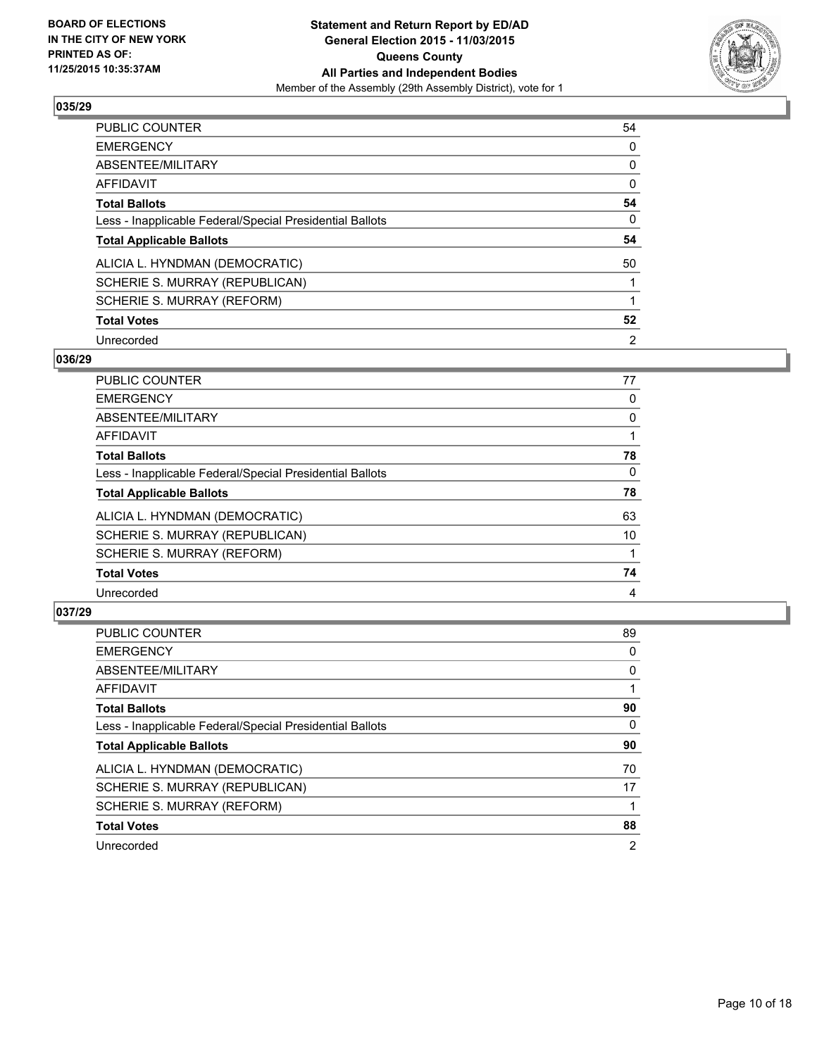**BOARD OF ELECTIONS IN THE CITY OF NEW YORK PRINTED AS OF: 11/25/2015 10:35:37AM**

**Statement and Return Report by ED/AD General Election 2015 - 11/03/2015 Queens County All Parties and Independent Bodies**

Member of the Assembly (29th Assembly District), vote for 1

### 035/29

| | |
|---|---|
| PUBLIC COUNTER | 54 |
| EMERGENCY | 0 |
| ABSENTEE/MILITARY | 0 |
| AFFIDAVIT | 0 |
| **Total Ballots** | **54** |
| Less - Inapplicable Federal/Special Presidential Ballots | 0 |
| **Total Applicable Ballots** | **54** |
| ALICIA L. HYNDMAN (DEMOCRATIC) | 50 |
| SCHERIE S. MURRAY (REPUBLICAN) | 1 |
| SCHERIE S. MURRAY (REFORM) | 1 |
| **Total Votes** | **52** |
| Unrecorded | 2 |

### 036/29

| | |
|---|---|
| PUBLIC COUNTER | 77 |
| EMERGENCY | 0 |
| ABSENTEE/MILITARY | 0 |
| AFFIDAVIT | 1 |
| **Total Ballots** | **78** |
| Less - Inapplicable Federal/Special Presidential Ballots | 0 |
| **Total Applicable Ballots** | **78** |
| ALICIA L. HYNDMAN (DEMOCRATIC) | 63 |
| SCHERIE S. MURRAY (REPUBLICAN) | 10 |
| SCHERIE S. MURRAY (REFORM) | 1 |
| **Total Votes** | **74** |
| Unrecorded | 4 |

### 037/29

| | |
|---|---|
| PUBLIC COUNTER | 89 |
| EMERGENCY | 0 |
| ABSENTEE/MILITARY | 0 |
| AFFIDAVIT | 1 |
| **Total Ballots** | **90** |
| Less - Inapplicable Federal/Special Presidential Ballots | 0 |
| **Total Applicable Ballots** | **90** |
| ALICIA L. HYNDMAN (DEMOCRATIC) | 70 |
| SCHERIE S. MURRAY (REPUBLICAN) | 17 |
| SCHERIE S. MURRAY (REFORM) | 1 |
| **Total Votes** | **88** |
| Unrecorded | 2 |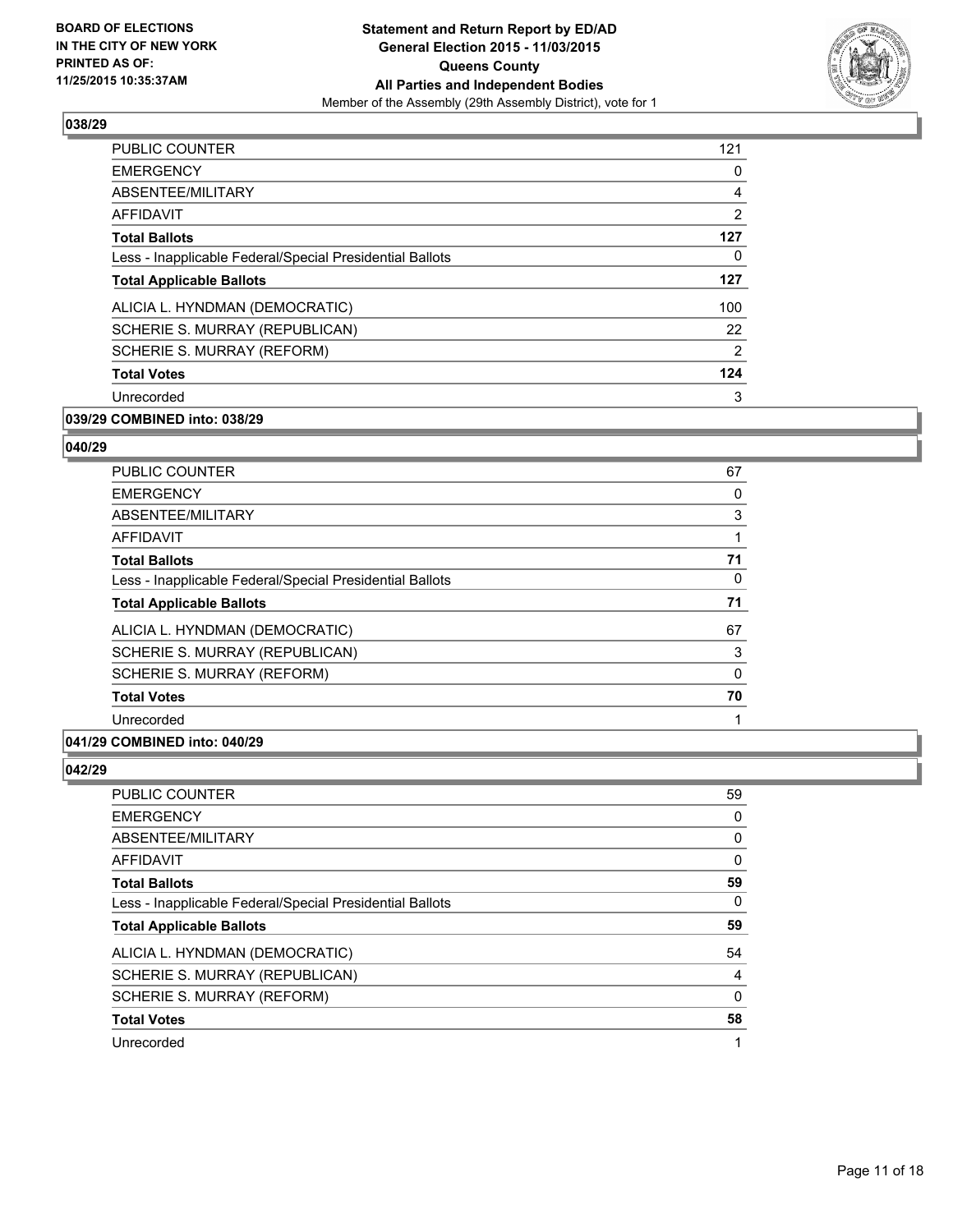## 038/29

| | |
|---|---|
| PUBLIC COUNTER | 121 |
| EMERGENCY | 0 |
| ABSENTEE/MILITARY | 4 |
| AFFIDAVIT | 2 |
| **Total Ballots** | **127** |
| Less - Inapplicable Federal/Special Presidential Ballots | 0 |
| **Total Applicable Ballots** | **127** |
| ALICIA L. HYNDMAN (DEMOCRATIC) | 100 |
| SCHERIE S. MURRAY (REPUBLICAN) | 22 |
| SCHERIE S. MURRAY (REFORM) | 2 |
| **Total Votes** | **124** |
| Unrecorded | 3 |

## 039/29 COMBINED into: 038/29

## 040/29

| | |
|---|---|
| PUBLIC COUNTER | 67 |
| EMERGENCY | 0 |
| ABSENTEE/MILITARY | 3 |
| AFFIDAVIT | 1 |
| **Total Ballots** | **71** |
| Less - Inapplicable Federal/Special Presidential Ballots | 0 |
| **Total Applicable Ballots** | **71** |
| ALICIA L. HYNDMAN (DEMOCRATIC) | 67 |
| SCHERIE S. MURRAY (REPUBLICAN) | 3 |
| SCHERIE S. MURRAY (REFORM) | 0 |
| **Total Votes** | **70** |
| Unrecorded | 1 |

## 041/29 COMBINED into: 040/29

## 042/29

| | |
|---|---|
| PUBLIC COUNTER | 59 |
| EMERGENCY | 0 |
| ABSENTEE/MILITARY | 0 |
| AFFIDAVIT | 0 |
| **Total Ballots** | **59** |
| Less - Inapplicable Federal/Special Presidential Ballots | 0 |
| **Total Applicable Ballots** | **59** |
| ALICIA L. HYNDMAN (DEMOCRATIC) | 54 |
| SCHERIE S. MURRAY (REPUBLICAN) | 4 |
| SCHERIE S. MURRAY (REFORM) | 0 |
| **Total Votes** | **58** |
| Unrecorded | 1 |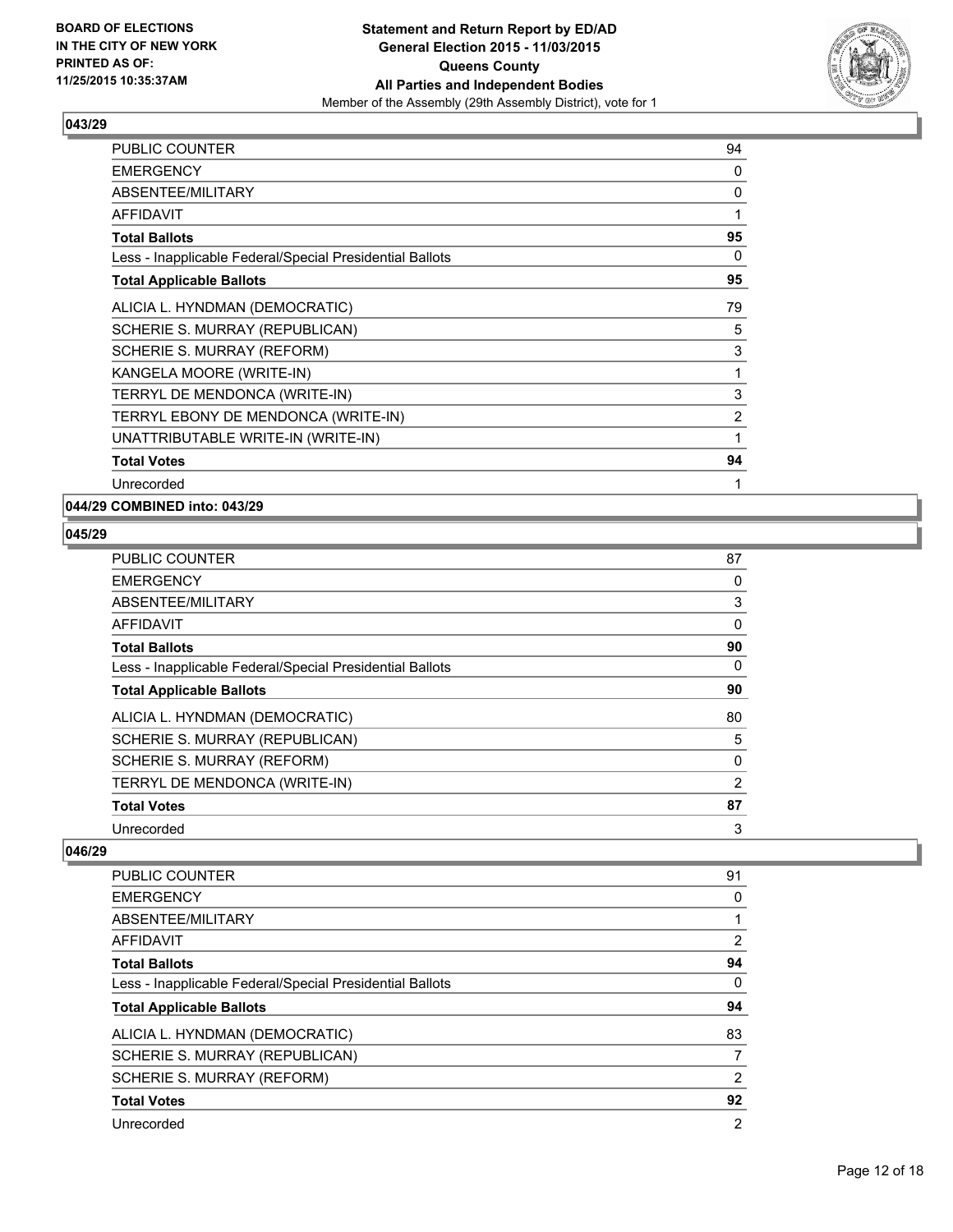**BOARD OF ELECTIONS IN THE CITY OF NEW YORK PRINTED AS OF: 11/25/2015 10:35:37AM**

**Statement and Return Report by ED/AD General Election 2015 - 11/03/2015 Queens County All Parties and Independent Bodies**

Member of the Assembly (29th Assembly District), vote for 1

### 043/29

| | |
|---|---|
| PUBLIC COUNTER | 94 |
| EMERGENCY | 0 |
| ABSENTEE/MILITARY | 0 |
| AFFIDAVIT | 1 |
| **Total Ballots** | **95** |
| Less - Inapplicable Federal/Special Presidential Ballots | 0 |
| **Total Applicable Ballots** | **95** |
| ALICIA L. HYNDMAN (DEMOCRATIC) | 79 |
| SCHERIE S. MURRAY (REPUBLICAN) | 5 |
| SCHERIE S. MURRAY (REFORM) | 3 |
| KANGELA MOORE (WRITE-IN) | 1 |
| TERRYL DE MENDONCA (WRITE-IN) | 3 |
| TERRYL EBONY DE MENDONCA (WRITE-IN) | 2 |
| UNATTRIBUTABLE WRITE-IN (WRITE-IN) | 1 |
| **Total Votes** | **94** |
| Unrecorded | 1 |

### 044/29 COMBINED into: 043/29

### 045/29

| | |
|---|---|
| PUBLIC COUNTER | 87 |
| EMERGENCY | 0 |
| ABSENTEE/MILITARY | 3 |
| AFFIDAVIT | 0 |
| **Total Ballots** | **90** |
| Less - Inapplicable Federal/Special Presidential Ballots | 0 |
| **Total Applicable Ballots** | **90** |
| ALICIA L. HYNDMAN (DEMOCRATIC) | 80 |
| SCHERIE S. MURRAY (REPUBLICAN) | 5 |
| SCHERIE S. MURRAY (REFORM) | 0 |
| TERRYL DE MENDONCA (WRITE-IN) | 2 |
| **Total Votes** | **87** |
| Unrecorded | 3 |

### 046/29

| | |
|---|---|
| PUBLIC COUNTER | 91 |
| EMERGENCY | 0 |
| ABSENTEE/MILITARY | 1 |
| AFFIDAVIT | 2 |
| **Total Ballots** | **94** |
| Less - Inapplicable Federal/Special Presidential Ballots | 0 |
| **Total Applicable Ballots** | **94** |
| ALICIA L. HYNDMAN (DEMOCRATIC) | 83 |
| SCHERIE S. MURRAY (REPUBLICAN) | 7 |
| SCHERIE S. MURRAY (REFORM) | 2 |
| **Total Votes** | **92** |
| Unrecorded | 2 |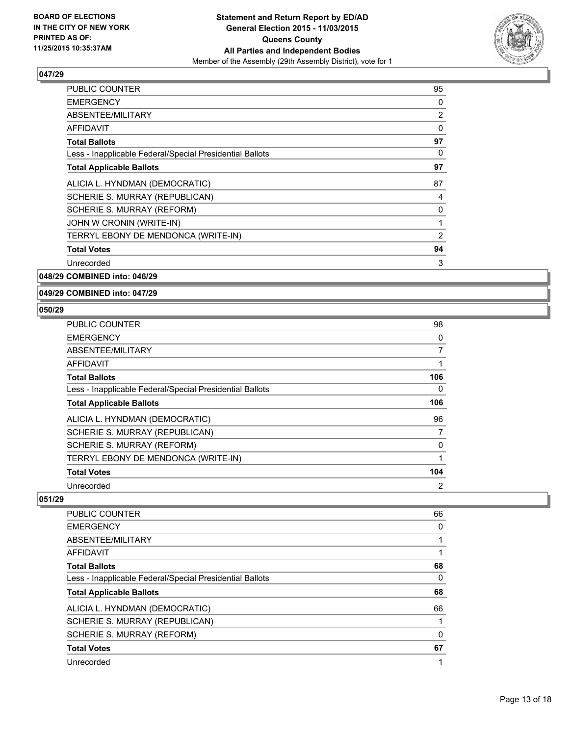**BOARD OF ELECTIONS IN THE CITY OF NEW YORK PRINTED AS OF: 11/25/2015 10:35:37AM**

**Statement and Return Report by ED/AD**
**General Election 2015 - 11/03/2015**
**Queens County**
**All Parties and Independent Bodies**
Member of the Assembly (29th Assembly District), vote for 1

### 047/29

| | |
|---|---|
| PUBLIC COUNTER | 95 |
| EMERGENCY | 0 |
| ABSENTEE/MILITARY | 2 |
| AFFIDAVIT | 0 |
| **Total Ballots** | **97** |
| Less - Inapplicable Federal/Special Presidential Ballots | 0 |
| **Total Applicable Ballots** | **97** |
| ALICIA L. HYNDMAN (DEMOCRATIC) | 87 |
| SCHERIE S. MURRAY (REPUBLICAN) | 4 |
| SCHERIE S. MURRAY (REFORM) | 0 |
| JOHN W CRONIN (WRITE-IN) | 1 |
| TERRYL EBONY DE MENDONCA (WRITE-IN) | 2 |
| **Total Votes** | **94** |
| Unrecorded | 3 |

### 048/29 COMBINED into: 046/29

### 049/29 COMBINED into: 047/29

### 050/29

| | |
|---|---|
| PUBLIC COUNTER | 98 |
| EMERGENCY | 0 |
| ABSENTEE/MILITARY | 7 |
| AFFIDAVIT | 1 |
| **Total Ballots** | **106** |
| Less - Inapplicable Federal/Special Presidential Ballots | 0 |
| **Total Applicable Ballots** | **106** |
| ALICIA L. HYNDMAN (DEMOCRATIC) | 96 |
| SCHERIE S. MURRAY (REPUBLICAN) | 7 |
| SCHERIE S. MURRAY (REFORM) | 0 |
| TERRYL EBONY DE MENDONCA (WRITE-IN) | 1 |
| **Total Votes** | **104** |
| Unrecorded | 2 |

### 051/29

| | |
|---|---|
| PUBLIC COUNTER | 66 |
| EMERGENCY | 0 |
| ABSENTEE/MILITARY | 1 |
| AFFIDAVIT | 1 |
| **Total Ballots** | **68** |
| Less - Inapplicable Federal/Special Presidential Ballots | 0 |
| **Total Applicable Ballots** | **68** |
| ALICIA L. HYNDMAN (DEMOCRATIC) | 66 |
| SCHERIE S. MURRAY (REPUBLICAN) | 1 |
| SCHERIE S. MURRAY (REFORM) | 0 |
| **Total Votes** | **67** |
| Unrecorded | 1 |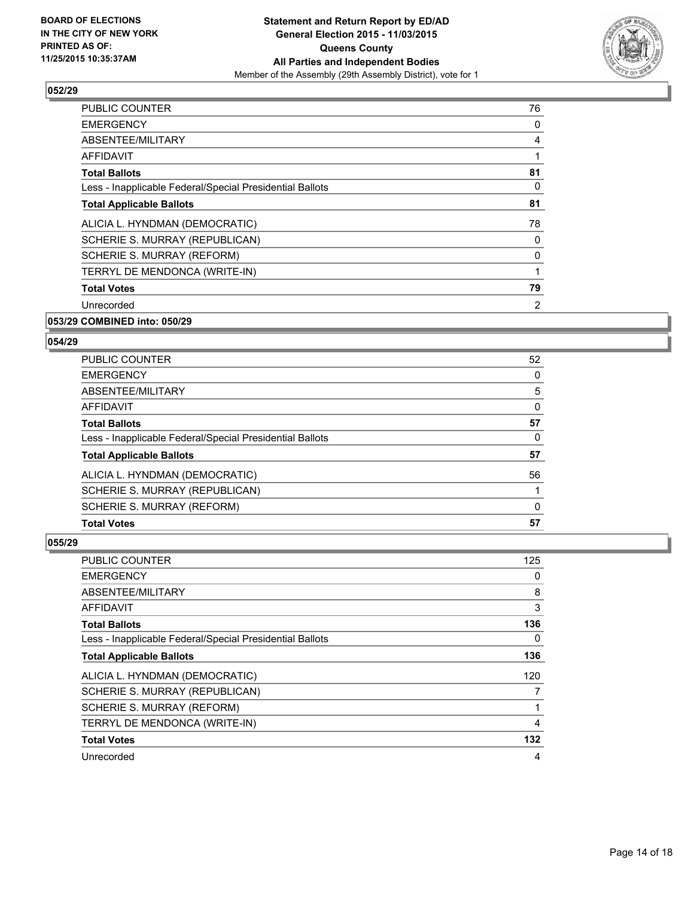### 052/29

| | |
|---|---|
| PUBLIC COUNTER | 76 |
| EMERGENCY | 0 |
| ABSENTEE/MILITARY | 4 |
| AFFIDAVIT | 1 |
| **Total Ballots** | **81** |
| Less - Inapplicable Federal/Special Presidential Ballots | 0 |
| **Total Applicable Ballots** | **81** |
| ALICIA L. HYNDMAN (DEMOCRATIC) | 78 |
| SCHERIE S. MURRAY (REPUBLICAN) | 0 |
| SCHERIE S. MURRAY (REFORM) | 0 |
| TERRYL DE MENDONCA (WRITE-IN) | 1 |
| **Total Votes** | **79** |
| Unrecorded | 2 |

### 053/29 COMBINED into: 050/29

### 054/29

| | |
|---|---|
| PUBLIC COUNTER | 52 |
| EMERGENCY | 0 |
| ABSENTEE/MILITARY | 5 |
| AFFIDAVIT | 0 |
| **Total Ballots** | **57** |
| Less - Inapplicable Federal/Special Presidential Ballots | 0 |
| **Total Applicable Ballots** | **57** |
| ALICIA L. HYNDMAN (DEMOCRATIC) | 56 |
| SCHERIE S. MURRAY (REPUBLICAN) | 1 |
| SCHERIE S. MURRAY (REFORM) | 0 |
| **Total Votes** | **57** |

### 055/29

| | |
|---|---|
| PUBLIC COUNTER | 125 |
| EMERGENCY | 0 |
| ABSENTEE/MILITARY | 8 |
| AFFIDAVIT | 3 |
| **Total Ballots** | **136** |
| Less - Inapplicable Federal/Special Presidential Ballots | 0 |
| **Total Applicable Ballots** | **136** |
| ALICIA L. HYNDMAN (DEMOCRATIC) | 120 |
| SCHERIE S. MURRAY (REPUBLICAN) | 7 |
| SCHERIE S. MURRAY (REFORM) | 1 |
| TERRYL DE MENDONCA (WRITE-IN) | 4 |
| **Total Votes** | **132** |
| Unrecorded | 4 |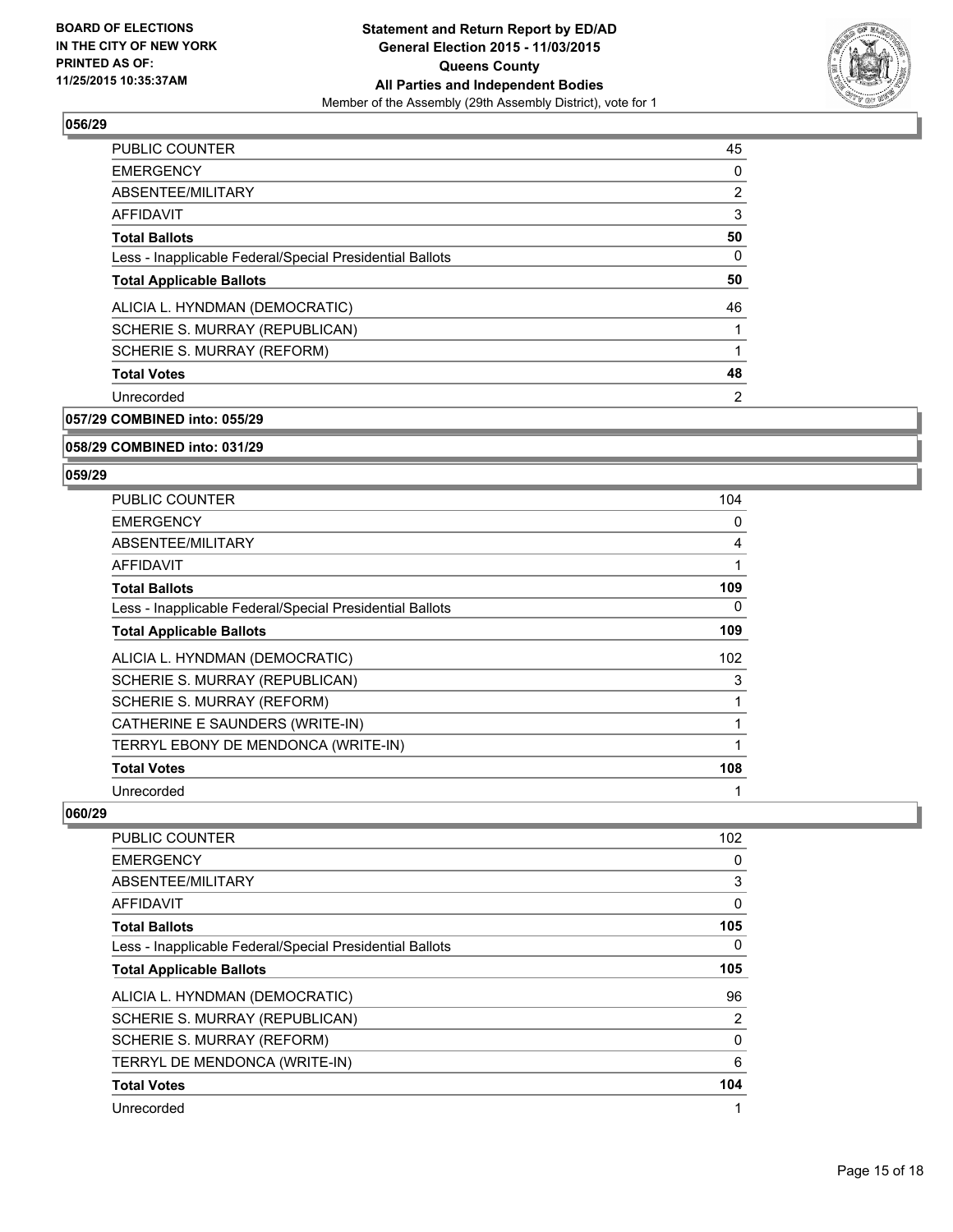### 056/29

| | |
|---|---|
| PUBLIC COUNTER | 45 |
| EMERGENCY | 0 |
| ABSENTEE/MILITARY | 2 |
| AFFIDAVIT | 3 |
| **Total Ballots** | **50** |
| Less - Inapplicable Federal/Special Presidential Ballots | 0 |
| **Total Applicable Ballots** | **50** |
| ALICIA L. HYNDMAN (DEMOCRATIC) | 46 |
| SCHERIE S. MURRAY (REPUBLICAN) | 1 |
| SCHERIE S. MURRAY (REFORM) | 1 |
| **Total Votes** | **48** |
| Unrecorded | 2 |

### 057/29 COMBINED into: 055/29

### 058/29 COMBINED into: 031/29

### 059/29

| | |
|---|---|
| PUBLIC COUNTER | 104 |
| EMERGENCY | 0 |
| ABSENTEE/MILITARY | 4 |
| AFFIDAVIT | 1 |
| **Total Ballots** | **109** |
| Less - Inapplicable Federal/Special Presidential Ballots | 0 |
| **Total Applicable Ballots** | **109** |
| ALICIA L. HYNDMAN (DEMOCRATIC) | 102 |
| SCHERIE S. MURRAY (REPUBLICAN) | 3 |
| SCHERIE S. MURRAY (REFORM) | 1 |
| CATHERINE E SAUNDERS (WRITE-IN) | 1 |
| TERRYL EBONY DE MENDONCA (WRITE-IN) | 1 |
| **Total Votes** | **108** |
| Unrecorded | 1 |

### 060/29

| | |
|---|---|
| PUBLIC COUNTER | 102 |
| EMERGENCY | 0 |
| ABSENTEE/MILITARY | 3 |
| AFFIDAVIT | 0 |
| **Total Ballots** | **105** |
| Less - Inapplicable Federal/Special Presidential Ballots | 0 |
| **Total Applicable Ballots** | **105** |
| ALICIA L. HYNDMAN (DEMOCRATIC) | 96 |
| SCHERIE S. MURRAY (REPUBLICAN) | 2 |
| SCHERIE S. MURRAY (REFORM) | 0 |
| TERRYL DE MENDONCA (WRITE-IN) | 6 |
| **Total Votes** | **104** |
| Unrecorded | 1 |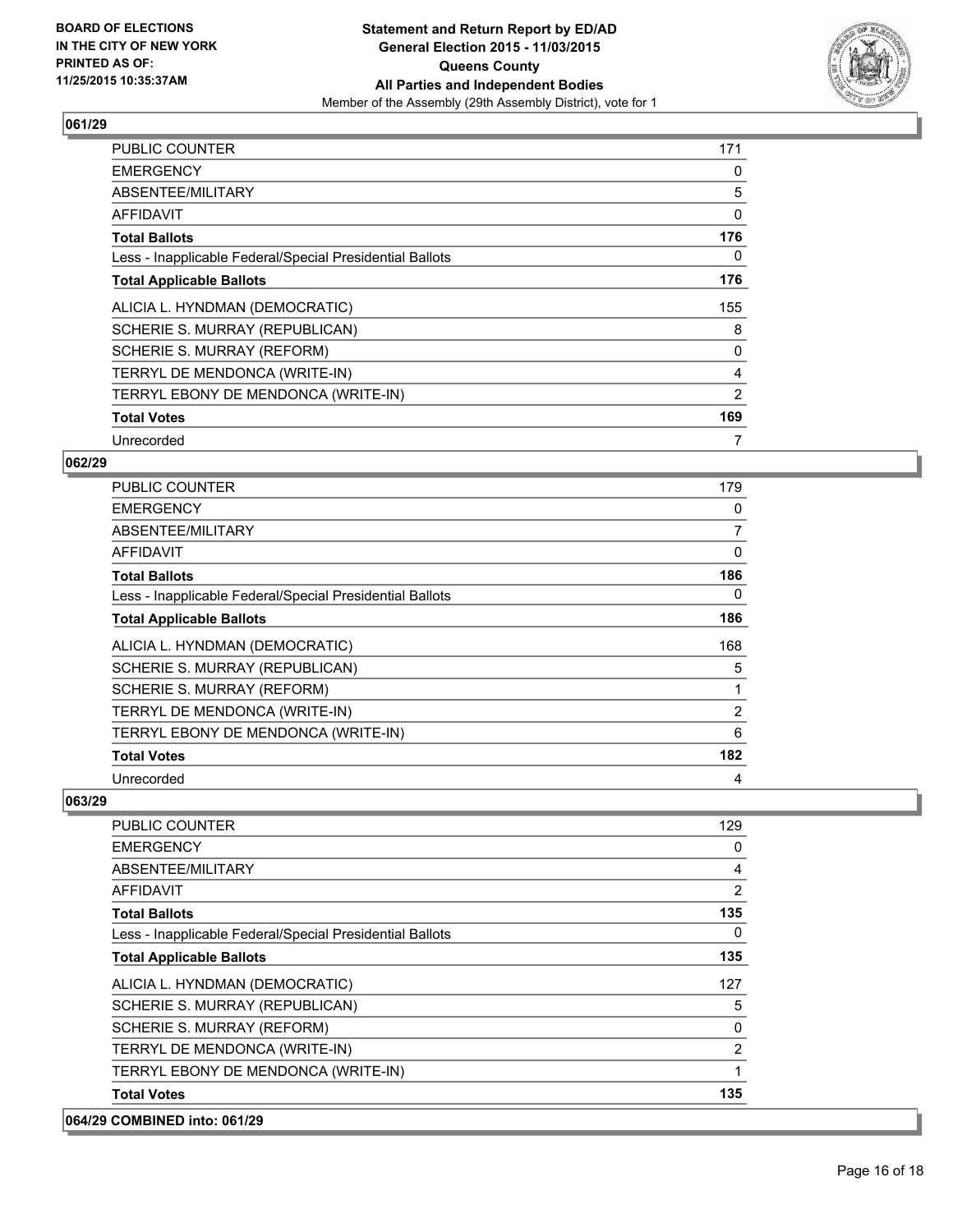**BOARD OF ELECTIONS IN THE CITY OF NEW YORK PRINTED AS OF: 11/25/2015 10:35:37AM**

**Statement and Return Report by ED/AD**
**General Election 2015 - 11/03/2015**
**Queens County**
**All Parties and Independent Bodies**
Member of the Assembly (29th Assembly District), vote for 1

### 061/29

| | |
|---|---|
| PUBLIC COUNTER | 171 |
| EMERGENCY | 0 |
| ABSENTEE/MILITARY | 5 |
| AFFIDAVIT | 0 |
| **Total Ballots** | **176** |
| Less - Inapplicable Federal/Special Presidential Ballots | 0 |
| **Total Applicable Ballots** | **176** |
| ALICIA L. HYNDMAN (DEMOCRATIC) | 155 |
| SCHERIE S. MURRAY (REPUBLICAN) | 8 |
| SCHERIE S. MURRAY (REFORM) | 0 |
| TERRYL DE MENDONCA (WRITE-IN) | 4 |
| TERRYL EBONY DE MENDONCA (WRITE-IN) | 2 |
| **Total Votes** | **169** |
| Unrecorded | 7 |

### 062/29

| | |
|---|---|
| PUBLIC COUNTER | 179 |
| EMERGENCY | 0 |
| ABSENTEE/MILITARY | 7 |
| AFFIDAVIT | 0 |
| **Total Ballots** | **186** |
| Less - Inapplicable Federal/Special Presidential Ballots | 0 |
| **Total Applicable Ballots** | **186** |
| ALICIA L. HYNDMAN (DEMOCRATIC) | 168 |
| SCHERIE S. MURRAY (REPUBLICAN) | 5 |
| SCHERIE S. MURRAY (REFORM) | 1 |
| TERRYL DE MENDONCA (WRITE-IN) | 2 |
| TERRYL EBONY DE MENDONCA (WRITE-IN) | 6 |
| **Total Votes** | **182** |
| Unrecorded | 4 |

### 063/29

| | |
|---|---|
| PUBLIC COUNTER | 129 |
| EMERGENCY | 0 |
| ABSENTEE/MILITARY | 4 |
| AFFIDAVIT | 2 |
| **Total Ballots** | **135** |
| Less - Inapplicable Federal/Special Presidential Ballots | 0 |
| **Total Applicable Ballots** | **135** |
| ALICIA L. HYNDMAN (DEMOCRATIC) | 127 |
| SCHERIE S. MURRAY (REPUBLICAN) | 5 |
| SCHERIE S. MURRAY (REFORM) | 0 |
| TERRYL DE MENDONCA (WRITE-IN) | 2 |
| TERRYL EBONY DE MENDONCA (WRITE-IN) | 1 |
| **Total Votes** | **135** |

### 064/29 COMBINED into: 061/29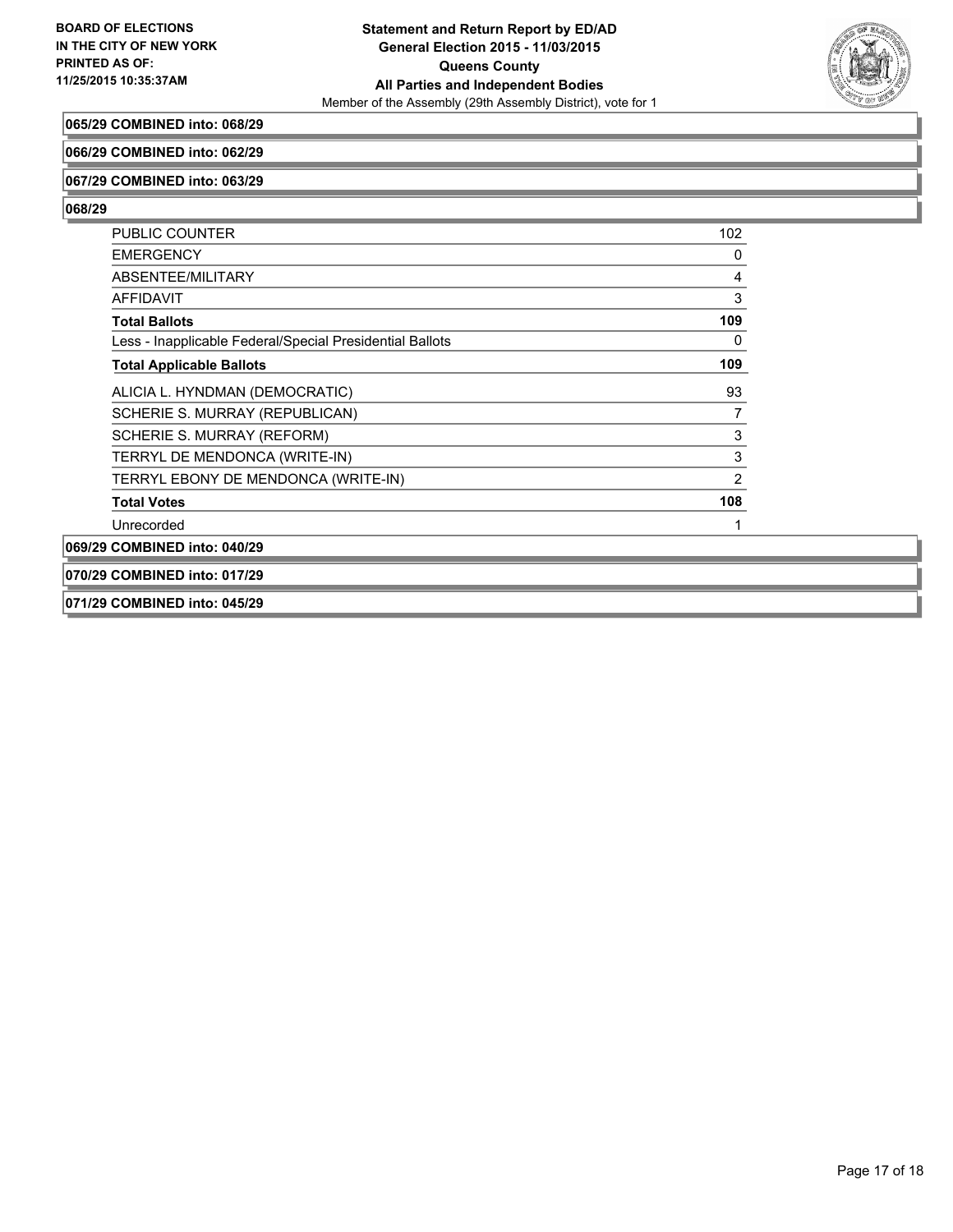**BOARD OF ELECTIONS IN THE CITY OF NEW YORK PRINTED AS OF: 11/25/2015 10:35:37AM**

**Statement and Return Report by ED/AD**
**General Election 2015 - 11/03/2015**
**Queens County**
**All Parties and Independent Bodies**
Member of the Assembly (29th Assembly District), vote for 1

**065/29 COMBINED into: 068/29**

**066/29 COMBINED into: 062/29**

**067/29 COMBINED into: 063/29**

**068/29**

| | |
|---|---|
| PUBLIC COUNTER | 102 |
| EMERGENCY | 0 |
| ABSENTEE/MILITARY | 4 |
| AFFIDAVIT | 3 |
| **Total Ballots** | **109** |
| Less - Inapplicable Federal/Special Presidential Ballots | 0 |
| **Total Applicable Ballots** | **109** |
| ALICIA L. HYNDMAN (DEMOCRATIC) | 93 |
| SCHERIE S. MURRAY (REPUBLICAN) | 7 |
| SCHERIE S. MURRAY (REFORM) | 3 |
| TERRYL DE MENDONCA (WRITE-IN) | 3 |
| TERRYL EBONY DE MENDONCA (WRITE-IN) | 2 |
| **Total Votes** | **108** |
| Unrecorded | 1 |

**069/29 COMBINED into: 040/29**

**070/29 COMBINED into: 017/29**

**071/29 COMBINED into: 045/29**